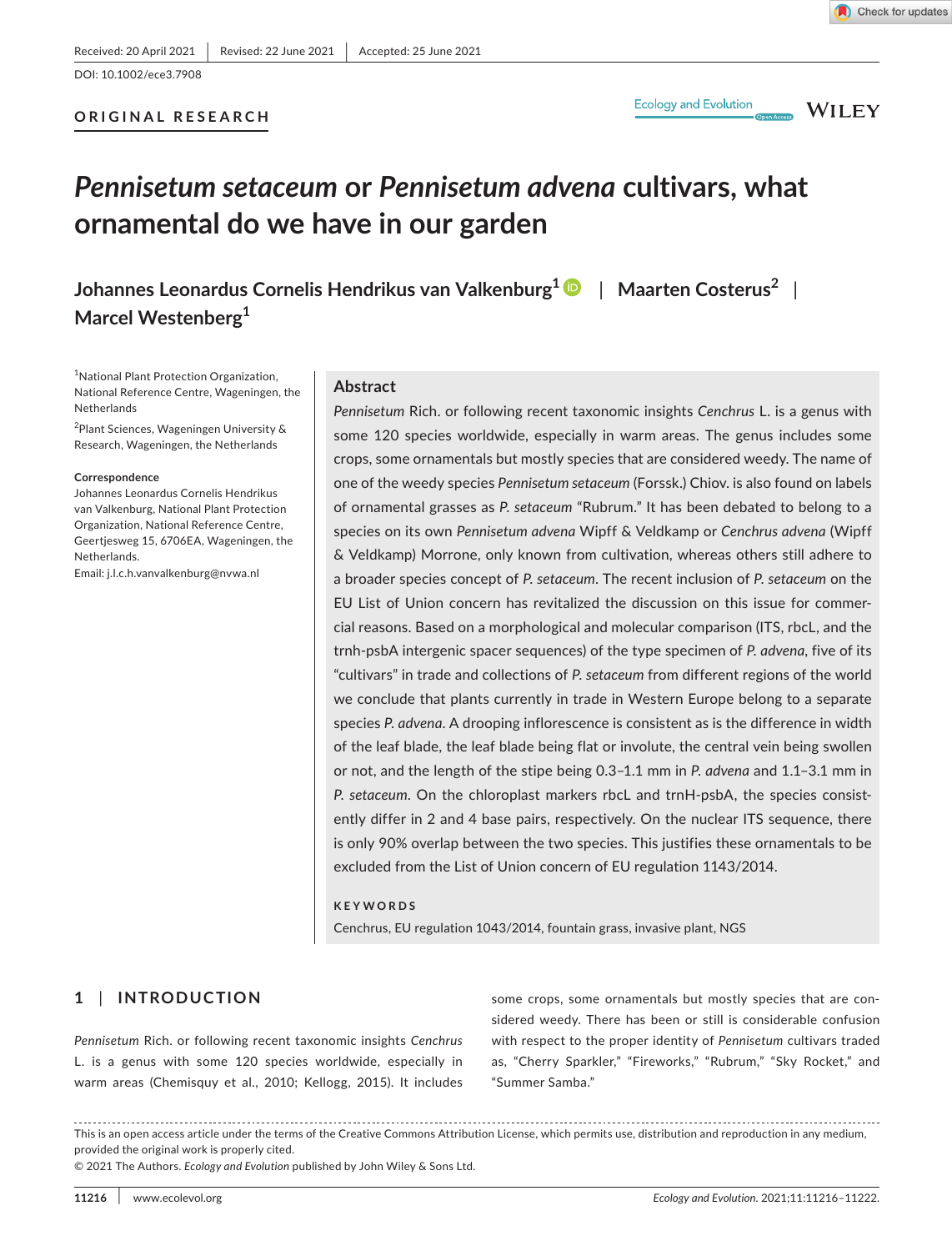Received: 20 April 2021 | Revised: 22 June 2021 | Accepted: 25 June 2021

DOI: 10.1002/ece3.7908

ORIGINAL RESEARCH

# *Pennisetum setaceum* or *Pennisetum advena* cultivars, what ornamental do we have in our garden

**Johannes Leonardus Cornelis Hendrikus van Valkenburg**[1] | **Maarten Costerus**[2] | **Marcel Westenberg**[1]

[1]National Plant Protection Organization, National Reference Centre, Wageningen, the Netherlands

[2]Plant Sciences, Wageningen University & Research, Wageningen, the Netherlands

**Correspondence**
Johannes Leonardus Cornelis Hendrikus van Valkenburg, National Plant Protection Organization, National Reference Centre, Geertjesweg 15, 6706EA, Wageningen, the Netherlands.
Email: j.l.c.h.vanvalkenburg@nvwa.nl

## Abstract

*Pennisetum* Rich. or following recent taxonomic insights *Cenchrus* L. is a genus with some 120 species worldwide, especially in warm areas. The genus includes some crops, some ornamentals but mostly species that are considered weedy. The name of one of the weedy species *Pennisetum setaceum* (Forssk.) Chiov. is also found on labels of ornamental grasses as *P. setaceum* "Rubrum." It has been debated to belong to a species on its own *Pennisetum advena* Wipff & Veldkamp or *Cenchrus advena* (Wipff & Veldkamp) Morrone, only known from cultivation, whereas others still adhere to a broader species concept of *P. setaceum*. The recent inclusion of *P. setaceum* on the EU List of Union concern has revitalized the discussion on this issue for commercial reasons. Based on a morphological and molecular comparison (ITS, rbcL, and the trnh-psbA intergenic spacer sequences) of the type specimen of *P. advena*, five of its "cultivars" in trade and collections of *P. setaceum* from different regions of the world we conclude that plants currently in trade in Western Europe belong to a separate species *P. advena*. A drooping inflorescence is consistent as is the difference in width of the leaf blade, the leaf blade being flat or involute, the central vein being swollen or not, and the length of the stipe being 0.3–1.1 mm in *P. advena* and 1.1–3.1 mm in *P. setaceum*. On the chloroplast markers rbcL and trnH-psbA, the species consistently differ in 2 and 4 base pairs, respectively. On the nuclear ITS sequence, there is only 90% overlap between the two species. This justifies these ornamentals to be excluded from the List of Union concern of EU regulation 1143/2014.

**KEYWORDS**

Cenchrus, EU regulation 1043/2014, fountain grass, invasive plant, NGS

## 1 | INTRODUCTION

*Pennisetum* Rich. or following recent taxonomic insights *Cenchrus* L. is a genus with some 120 species worldwide, especially in warm areas (Chemisquy et al., 2010; Kellogg, 2015). It includes some crops, some ornamentals but mostly species that are considered weedy. There has been or still is considerable confusion with respect to the proper identity of *Pennisetum* cultivars traded as, "Cherry Sparkler," "Fireworks," "Rubrum," "Sky Rocket," and "Summer Samba."

This is an open access article under the terms of the Creative Commons Attribution License, which permits use, distribution and reproduction in any medium, provided the original work is properly cited.
© 2021 The Authors. *Ecology and Evolution* published by John Wiley & Sons Ltd.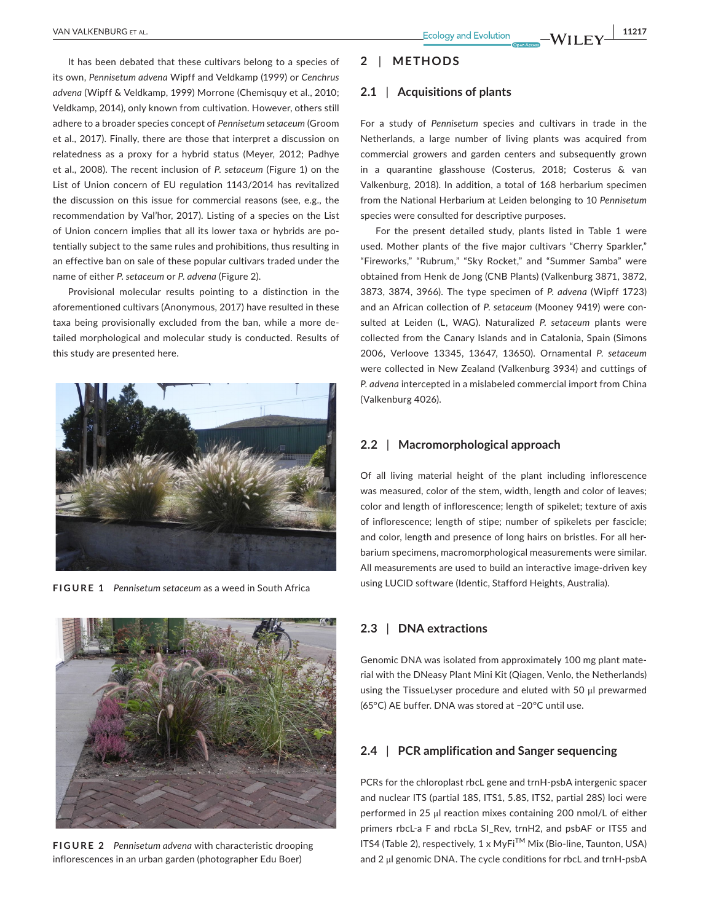It has been debated that these cultivars belong to a species of its own, *Pennisetum advena* Wipff and Veldkamp (1999) or *Cenchrus advena* (Wipff & Veldkamp, 1999) Morrone (Chemisquy et al., 2010; Veldkamp, 2014), only known from cultivation. However, others still adhere to a broader species concept of *Pennisetum setaceum* (Groom et al., 2017). Finally, there are those that interpret a discussion on relatedness as a proxy for a hybrid status (Meyer, 2012; Padhye et al., 2008). The recent inclusion of *P. setaceum* (Figure 1) on the List of Union concern of EU regulation 1143/2014 has revitalized the discussion on this issue for commercial reasons (see, e.g., the recommendation by Val'hor, 2017). Listing of a species on the List of Union concern implies that all its lower taxa or hybrids are potentially subject to the same rules and prohibitions, thus resulting in an effective ban on sale of these popular cultivars traded under the name of either *P. setaceum* or *P. advena* (Figure 2).

Provisional molecular results pointing to a distinction in the aforementioned cultivars (Anonymous, 2017) have resulted in these taxa being provisionally excluded from the ban, while a more detailed morphological and molecular study is conducted. Results of this study are presented here.

**FIGURE 1** *Pennisetum setaceum* as a weed in South Africa

**FIGURE 2** *Pennisetum advena* with characteristic drooping inflorescences in an urban garden (photographer Edu Boer)

## 2 | METHODS

### 2.1 | Acquisitions of plants

For a study of *Pennisetum* species and cultivars in trade in the Netherlands, a large number of living plants was acquired from commercial growers and garden centers and subsequently grown in a quarantine glasshouse (Costerus, 2018; Costerus & van Valkenburg, 2018). In addition, a total of 168 herbarium specimen from the National Herbarium at Leiden belonging to 10 *Pennisetum* species were consulted for descriptive purposes.

For the present detailed study, plants listed in Table 1 were used. Mother plants of the five major cultivars "Cherry Sparkler," "Fireworks," "Rubrum," "Sky Rocket," and "Summer Samba" were obtained from Henk de Jong (CNB Plants) (Valkenburg 3871, 3872, 3873, 3874, 3966). The type specimen of *P. advena* (Wipff 1723) and an African collection of *P. setaceum* (Mooney 9419) were consulted at Leiden (L, WAG). Naturalized *P. setaceum* plants were collected from the Canary Islands and in Catalonia, Spain (Simons 2006, Verloove 13345, 13647, 13650). Ornamental *P. setaceum* were collected in New Zealand (Valkenburg 3934) and cuttings of *P. advena* intercepted in a mislabeled commercial import from China (Valkenburg 4026).

### 2.2 | Macromorphological approach

Of all living material height of the plant including inflorescence was measured, color of the stem, width, length and color of leaves; color and length of inflorescence; length of spikelet; texture of axis of inflorescence; length of stipe; number of spikelets per fascicle; and color, length and presence of long hairs on bristles. For all herbarium specimens, macromorphological measurements were similar. All measurements are used to build an interactive image-driven key using LUCID software (Identic, Stafford Heights, Australia).

### 2.3 | DNA extractions

Genomic DNA was isolated from approximately 100 mg plant material with the DNeasy Plant Mini Kit (Qiagen, Venlo, the Netherlands) using the TissueLyser procedure and eluted with 50 µl prewarmed (65°C) AE buffer. DNA was stored at −20°C until use.

### 2.4 | PCR amplification and Sanger sequencing

PCRs for the chloroplast rbcL gene and trnH-psbA intergenic spacer and nuclear ITS (partial 18S, ITS1, 5.8S, ITS2, partial 28S) loci were performed in 25 µl reaction mixes containing 200 nmol/L of either primers rbcL-a F and rbcLa SI_Rev, trnH2, and psbAF or ITS5 and ITS4 (Table 2), respectively, 1 x MyFi™ Mix (Bio-line, Taunton, USA) and 2 µl genomic DNA. The cycle conditions for rbcL and trnH-psbA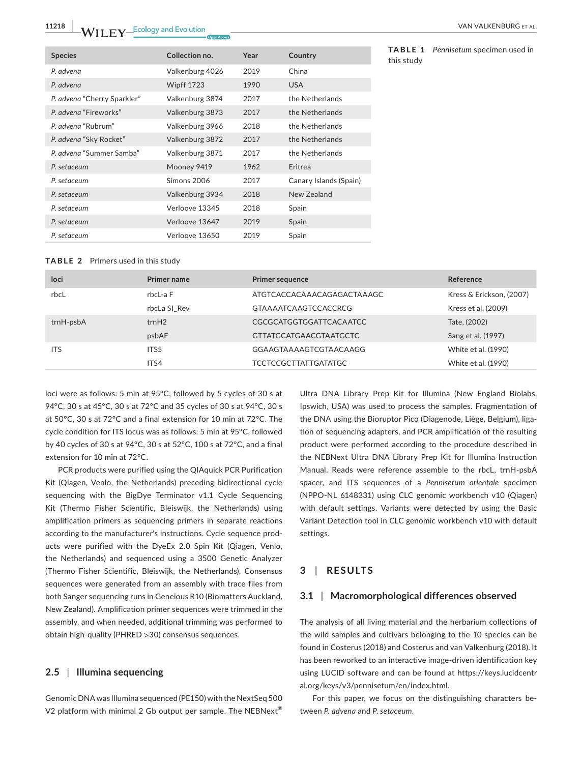**TABLE 1** *Pennisetum* specimen used in this study

| Species | Collection no. | Year | Country |
|---|---|---|---|
| *P. advena* | Valkenburg 4026 | 2019 | China |
| *P. advena* | Wipff 1723 | 1990 | USA |
| *P. advena* "Cherry Sparkler" | Valkenburg 3874 | 2017 | the Netherlands |
| *P. advena* "Fireworks" | Valkenburg 3873 | 2017 | the Netherlands |
| *P. advena* "Rubrum" | Valkenburg 3966 | 2018 | the Netherlands |
| *P. advena* "Sky Rocket" | Valkenburg 3872 | 2017 | the Netherlands |
| *P. advena* "Summer Samba" | Valkenburg 3871 | 2017 | the Netherlands |
| *P. setaceum* | Mooney 9419 | 1962 | Eritrea |
| *P. setaceum* | Simons 2006 | 2017 | Canary Islands (Spain) |
| *P. setaceum* | Valkenburg 3934 | 2018 | New Zealand |
| *P. setaceum* | Verloove 13345 | 2018 | Spain |
| *P. setaceum* | Verloove 13647 | 2019 | Spain |
| *P. setaceum* | Verloove 13650 | 2019 | Spain |

**TABLE 2** Primers used in this study

| loci | Primer name | Primer sequence | Reference |
|---|---|---|---|
| rbcL | rbcL-a F | ATGTCACCACAAACAGAGACTAAAGC | Kress & Erickson, (2007) |
| | rbcLa SI_Rev | GTAAAATCAAGTCCACCRCG | Kress et al. (2009) |
| trnH-psbA | trnH2 | CGCGCATGGTGGATTCACAATCC | Tate, (2002) |
| | psbAF | GTTATGCATGAACGTAATGCTC | Sang et al. (1997) |
| ITS | ITS5 | GGAAGTAAAAGTCGTAACAAGG | White et al. (1990) |
| | ITS4 | TCCTCCGCTTATTGATATGC | White et al. (1990) |

loci were as follows: 5 min at 95°C, followed by 5 cycles of 30 s at 94°C, 30 s at 45°C, 30 s at 72°C and 35 cycles of 30 s at 94°C, 30 s at 50°C, 30 s at 72°C and a final extension for 10 min at 72°C. The cycle condition for ITS locus was as follows: 5 min at 95°C, followed by 40 cycles of 30 s at 94°C, 30 s at 52°C, 100 s at 72°C, and a final extension for 10 min at 72°C.

PCR products were purified using the QIAquick PCR Purification Kit (Qiagen, Venlo, the Netherlands) preceding bidirectional cycle sequencing with the BigDye Terminator v1.1 Cycle Sequencing Kit (Thermo Fisher Scientific, Bleiswijk, the Netherlands) using amplification primers as sequencing primers in separate reactions according to the manufacturer's instructions. Cycle sequence products were purified with the DyeEx 2.0 Spin Kit (Qiagen, Venlo, the Netherlands) and sequenced using a 3500 Genetic Analyzer (Thermo Fisher Scientific, Bleiswijk, the Netherlands). Consensus sequences were generated from an assembly with trace files from both Sanger sequencing runs in Geneious R10 (Biomatters Auckland, New Zealand). Amplification primer sequences were trimmed in the assembly, and when needed, additional trimming was performed to obtain high-quality (PHRED >30) consensus sequences.

## 2.5 | Illumina sequencing

Genomic DNA was Illumina sequenced (PE150) with the NextSeq 500 V2 platform with minimal 2 Gb output per sample. The NEBNext® Ultra DNA Library Prep Kit for Illumina (New England Biolabs, Ipswich, USA) was used to process the samples. Fragmentation of the DNA using the Bioruptor Pico (Diagenode, Liège, Belgium), ligation of sequencing adapters, and PCR amplification of the resulting product were performed according to the procedure described in the NEBNext Ultra DNA Library Prep Kit for Illumina Instruction Manual. Reads were reference assemble to the rbcL, trnH-psbA spacer, and ITS sequences of a *Pennisetum orientale* specimen (NPPO-NL 6148331) using CLC genomic workbench v10 (Qiagen) with default settings. Variants were detected by using the Basic Variant Detection tool in CLC genomic workbench v10 with default settings.

# 3 | RESULTS

## 3.1 | Macromorphological differences observed

The analysis of all living material and the herbarium collections of the wild samples and cultivars belonging to the 10 species can be found in Costerus (2018) and Costerus and van Valkenburg (2018). It has been reworked to an interactive image-driven identification key using LUCID software and can be found at https://keys.lucidcentral.org/keys/v3/pennisetum/en/index.html.

For this paper, we focus on the distinguishing characters between *P. advena* and *P. setaceum*.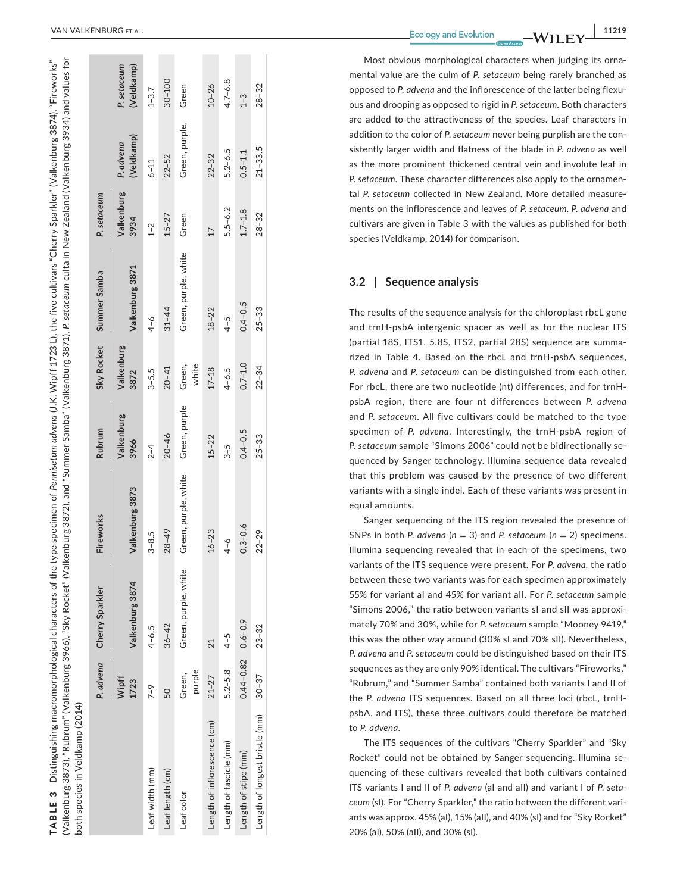**TABLE 3** Distinguishing macromorphological characters of the type specimen of *Pennisetum advena* (J.K. Wipff 1723 L), the five cultivars "Cherry Sparkler" (Valkenburg 3874), "Fireworks" (Valkenburg 3873), "Rubrum" (Valkenburg 3966), "Sky Rocket" (Valkenburg 3872), and "Summer Samba" (Valkenburg 3871), *P. setaceum* culta in New Zealand (Valkenburg 3934) and values for both species in Veldkamp (2014)

| | *P. advena* | Cherry Sparkler | Fireworks | Rubrum | Sky Rocket | Summer Samba | *P. setaceum* | | |
|---|---|---|---|---|---|---|---|---|---|
| | Wipff 1723 | Valkenburg 3874 | Valkenburg 3873 | Valkenburg 3966 | Valkenburg 3872 | Valkenburg 3871 | Valkenburg 3934 | *P. advena* (Veldkamp) | *P. setaceum* (Veldkamp) |
| Leaf width (mm) | 7–9 | 4–6.5 | 3–8.5 | 2–4 | 3–5.5 | 4–6 | 1–2 | 6–11 | 1–3.7 |
| Leaf length (cm) | 50 | 36–42 | 28–49 | 20–46 | 20–41 | 31–44 | 15–27 | 22–52 | 30–100 |
| Leaf color | Green, purple | Green, purple, white | Green, purple, white | Green, purple | Green, white | Green, purple, white | Green | Green, purple, | Green |
| Length of inflorescence (cm) | 21–27 | 21 | 16–23 | 15–22 | 17–18 | 18–22 | 17 | 22–32 | 10–26 |
| Length of fascicle (mm) | 5.2–5.8 | 4–5 | 4–6 | 3–5 | 4–6.5 | 4–5 | 5.5–6.2 | 5.2–6.5 | 4.7–6.8 |
| Length of stipe (mm) | 0.44–0.82 | 0.6–0.9 | 0.3–0.6 | 0.4–0.5 | 0.7–1.0 | 0.4–0.5 | 1.7–1.8 | 0.5–1.1 | 1–3 |
| Length of longest bristle (mm) | 30–37 | 23–32 | 22–29 | 25–33 | 22–34 | 25–33 | 28–32 | 21–33.5 | 28–32 |

Most obvious morphological characters when judging its ornamental value are the culm of *P. setaceum* being rarely branched as opposed to *P. advena* and the inflorescence of the latter being flexuous and drooping as opposed to rigid in *P. setaceum*. Both characters are added to the attractiveness of the species. Leaf characters in addition to the color of *P. setaceum* never being purplish are the consistently larger width and flatness of the blade in *P. advena* as well as the more prominent thickened central vein and involute leaf in *P. setaceum*. These character differences also apply to the ornamental *P. setaceum* collected in New Zealand. More detailed measurements on the inflorescence and leaves of *P. setaceum*. *P. advena* and cultivars are given in Table 3 with the values as published for both species (Veldkamp, 2014) for comparison.

## 3.2 | Sequence analysis

The results of the sequence analysis for the chloroplast rbcL gene and trnH-psbA intergenic spacer as well as for the nuclear ITS (partial 18S, ITS1, 5.8S, ITS2, partial 28S) sequence are summarized in Table 4. Based on the rbcL and trnH-psbA sequences, *P. advena* and *P. setaceum* can be distinguished from each other. For rbcL, there are two nucleotide (nt) differences, and for trnH-psbA region, there are four nt differences between *P. advena* and *P. setaceum*. All five cultivars could be matched to the type specimen of *P. advena*. Interestingly, the trnH-psbA region of *P. setaceum* sample "Simons 2006" could not be bidirectionally sequenced by Sanger technology. Illumina sequence data revealed that this problem was caused by the presence of two different variants with a single indel. Each of these variants was present in equal amounts.

Sanger sequencing of the ITS region revealed the presence of SNPs in both *P. advena* ($n = 3$) and *P. setaceum* ($n = 2$) specimens. Illumina sequencing revealed that in each of the specimens, two variants of the ITS sequence were present. For *P. advena*, the ratio between these two variants was for each specimen approximately 55% for variant aI and 45% for variant aII. For *P. setaceum* sample "Simons 2006," the ratio between variants sI and sII was approximately 70% and 30%, while for *P. setaceum* sample "Mooney 9419," this was the other way around (30% sI and 70% sII). Nevertheless, *P. advena* and *P. setaceum* could be distinguished based on their ITS sequences as they are only 90% identical. The cultivars "Fireworks," "Rubrum," and "Summer Samba" contained both variants I and II of the *P. advena* ITS sequences. Based on all three loci (rbcL, trnH-psbA, and ITS), these three cultivars could therefore be matched to *P. advena*.

The ITS sequences of the cultivars "Cherry Sparkler" and "Sky Rocket" could not be obtained by Sanger sequencing. Illumina sequencing of these cultivars revealed that both cultivars contained ITS variants I and II of *P. advena* (aI and aII) and variant I of *P. setaceum* (sI). For "Cherry Sparkler," the ratio between the different variants was approx. 45% (aI), 15% (aII), and 40% (sI) and for "Sky Rocket" 20% (aI), 50% (aII), and 30% (sI).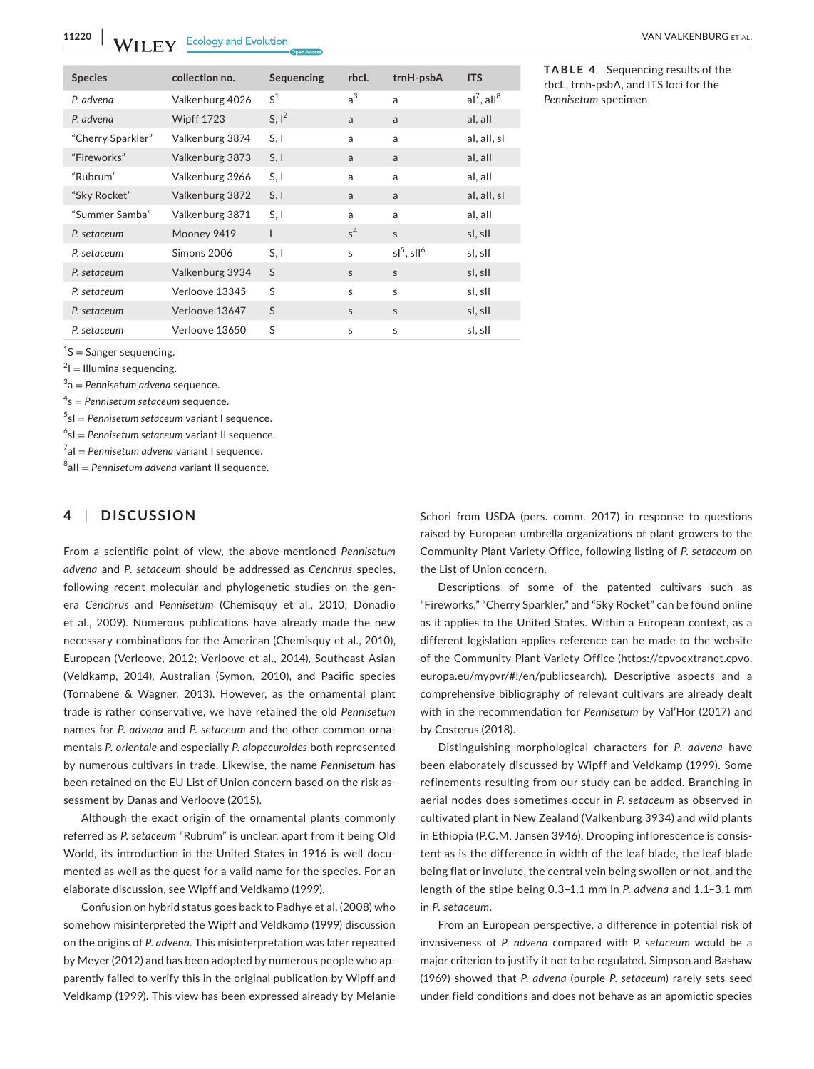**TABLE 4** Sequencing results of the rbcL, trnh-psbA, and ITS loci for the *Pennisetum* specimen

| Species | collection no. | Sequencing | rbcL | trnH-psbA | ITS |
|---|---|---|---|---|---|
| *P. advena* | Valkenburg 4026 | S[1] | a[3] | a | aI[7], aII[8] |
| *P. advena* | Wipff 1723 | S, I[2] | a | a | aI, aII |
| "Cherry Sparkler" | Valkenburg 3874 | S, I | a | a | aI, aII, sI |
| "Fireworks" | Valkenburg 3873 | S, I | a | a | aI, aII |
| "Rubrum" | Valkenburg 3966 | S, I | a | a | aI, aII |
| "Sky Rocket" | Valkenburg 3872 | S, I | a | a | aI, aII, sI |
| "Summer Samba" | Valkenburg 3871 | S, I | a | a | aI, aII |
| *P. setaceum* | Mooney 9419 | I | s[4] | s | sI, sII |
| *P. setaceum* | Simons 2006 | S, I | s | sI[5], sII[6] | sI, sII |
| *P. setaceum* | Valkenburg 3934 | S | s | s | sI, sII |
| *P. setaceum* | Verloove 13345 | S | s | s | sI, sII |
| *P. setaceum* | Verloove 13647 | S | s | s | sI, sII |
| *P. setaceum* | Verloove 13650 | S | s | s | sI, sII |

[1]S = Sanger sequencing.
[2]I = Illumina sequencing.
[3]a = *Pennisetum advena* sequence.
[4]s = *Pennisetum setaceum* sequence.
[5]sI = *Pennisetum setaceum* variant I sequence.
[6]sI = *Pennisetum setaceum* variant II sequence.
[7]aI = *Pennisetum advena* variant I sequence.
[8]aII = *Pennisetum advena* variant II sequence.

## 4 | DISCUSSION

From a scientific point of view, the above-mentioned *Pennisetum advena* and *P. setaceum* should be addressed as *Cenchrus* species, following recent molecular and phylogenetic studies on the genera *Cenchrus* and *Pennisetum* (Chemisquy et al., 2010; Donadio et al., 2009). Numerous publications have already made the new necessary combinations for the American (Chemisquy et al., 2010), European (Verloove, 2012; Verloove et al., 2014), Southeast Asian (Veldkamp, 2014), Australian (Symon, 2010), and Pacific species (Tornabene & Wagner, 2013). However, as the ornamental plant trade is rather conservative, we have retained the old *Pennisetum* names for *P. advena* and *P. setaceum* and the other common ornamentals *P. orientale* and especially *P. alopecuroides* both represented by numerous cultivars in trade. Likewise, the name *Pennisetum* has been retained on the EU List of Union concern based on the risk assessment by Danas and Verloove (2015).

Although the exact origin of the ornamental plants commonly referred as *P. setaceum* "Rubrum" is unclear, apart from it being Old World, its introduction in the United States in 1916 is well documented as well as the quest for a valid name for the species. For an elaborate discussion, see Wipff and Veldkamp (1999).

Confusion on hybrid status goes back to Padhye et al. (2008) who somehow misinterpreted the Wipff and Veldkamp (1999) discussion on the origins of *P. advena*. This misinterpretation was later repeated by Meyer (2012) and has been adopted by numerous people who apparently failed to verify this in the original publication by Wipff and Veldkamp (1999). This view has been expressed already by Melanie Schori from USDA (pers. comm. 2017) in response to questions raised by European umbrella organizations of plant growers to the Community Plant Variety Office, following listing of *P. setaceum* on the List of Union concern.

Descriptions of some of the patented cultivars such as "Fireworks," "Cherry Sparkler," and "Sky Rocket" can be found online as it applies to the United States. Within a European context, as a different legislation applies reference can be made to the website of the Community Plant Variety Office (https://cpvoextranet.cpvo.europa.eu/mypvr/#!/en/publicsearch). Descriptive aspects and a comprehensive bibliography of relevant cultivars are already dealt with in the recommendation for *Pennisetum* by Val'Hor (2017) and by Costerus (2018).

Distinguishing morphological characters for *P. advena* have been elaborately discussed by Wipff and Veldkamp (1999). Some refinements resulting from our study can be added. Branching in aerial nodes does sometimes occur in *P. setaceum* as observed in cultivated plant in New Zealand (Valkenburg 3934) and wild plants in Ethiopia (P.C.M. Jansen 3946). Drooping inflorescence is consistent as is the difference in width of the leaf blade, the leaf blade being flat or involute, the central vein being swollen or not, and the length of the stipe being 0.3–1.1 mm in *P. advena* and 1.1–3.1 mm in *P. setaceum*.

From an European perspective, a difference in potential risk of invasiveness of *P. advena* compared with *P. setaceum* would be a major criterion to justify it not to be regulated. Simpson and Bashaw (1969) showed that *P. advena* (purple *P. setaceum*) rarely sets seed under field conditions and does not behave as an apomictic species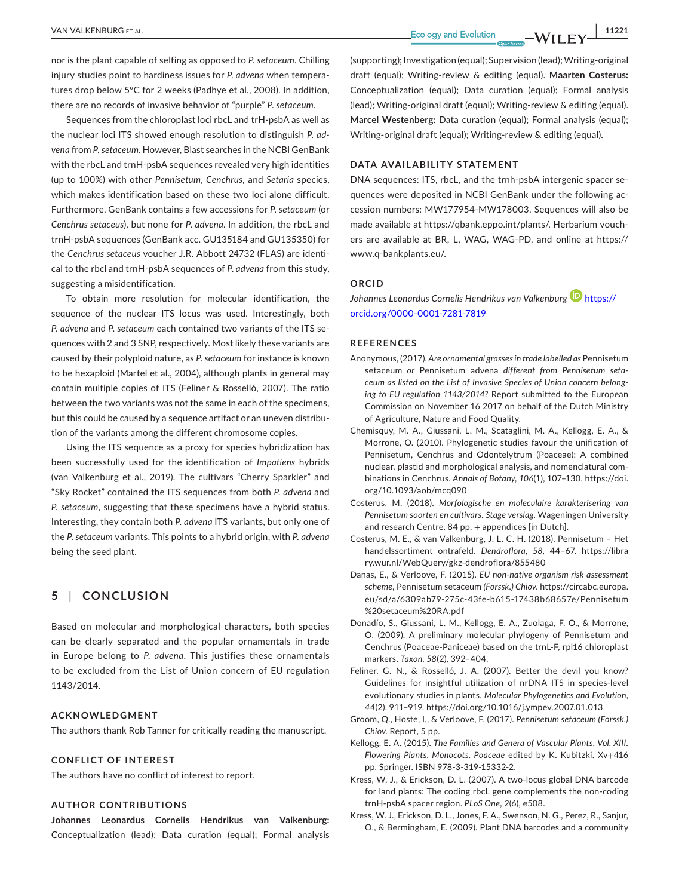nor is the plant capable of selfing as opposed to *P. setaceum*. Chilling injury studies point to hardiness issues for *P. advena* when temperatures drop below 5°C for 2 weeks (Padhye et al., 2008). In addition, there are no records of invasive behavior of "purple" *P. setaceum*.

Sequences from the chloroplast loci rbcL and trH-psbA as well as the nuclear loci ITS showed enough resolution to distinguish *P. advena* from *P. setaceum*. However, Blast searches in the NCBI GenBank with the rbcL and trnH-psbA sequences revealed very high identities (up to 100%) with other *Pennisetum*, *Cenchrus*, and *Setaria* species, which makes identification based on these two loci alone difficult. Furthermore, GenBank contains a few accessions for *P. setaceum* (or *Cenchrus setaceus*), but none for *P. advena*. In addition, the rbcL and trnH-psbA sequences (GenBank acc. GU135184 and GU135350) for the *Cenchrus setaceus* voucher J.R. Abbott 24732 (FLAS) are identical to the rbcl and trnH-psbA sequences of *P. advena* from this study, suggesting a misidentification.

To obtain more resolution for molecular identification, the sequence of the nuclear ITS locus was used. Interestingly, both *P. advena* and *P. setaceum* each contained two variants of the ITS sequences with 2 and 3 SNP, respectively. Most likely these variants are caused by their polyploid nature, as *P. setaceum* for instance is known to be hexaploid (Martel et al., 2004), although plants in general may contain multiple copies of ITS (Feliner & Rosselló, 2007). The ratio between the two variants was not the same in each of the specimens, but this could be caused by a sequence artifact or an uneven distribution of the variants among the different chromosome copies.

Using the ITS sequence as a proxy for species hybridization has been successfully used for the identification of *Impatiens* hybrids (van Valkenburg et al., 2019). The cultivars "Cherry Sparkler" and "Sky Rocket" contained the ITS sequences from both *P. advena* and *P. setaceum*, suggesting that these specimens have a hybrid status. Interesting, they contain both *P. advena* ITS variants, but only one of the *P. setaceum* variants. This points to a hybrid origin, with *P. advena* being the seed plant.

## 5 | CONCLUSION

Based on molecular and morphological characters, both species can be clearly separated and the popular ornamentals in trade in Europe belong to *P. advena*. This justifies these ornamentals to be excluded from the List of Union concern of EU regulation 1143/2014.

### ACKNOWLEDGMENT

The authors thank Rob Tanner for critically reading the manuscript.

### CONFLICT OF INTEREST

The authors have no conflict of interest to report.

### AUTHOR CONTRIBUTIONS

**Johannes Leonardus Cornelis Hendrikus van Valkenburg:** Conceptualization (lead); Data curation (equal); Formal analysis (supporting); Investigation (equal); Supervision (lead); Writing-original draft (equal); Writing-review & editing (equal). **Maarten Costerus:** Conceptualization (equal); Data curation (equal); Formal analysis (lead); Writing-original draft (equal); Writing-review & editing (equal). **Marcel Westenberg:** Data curation (equal); Formal analysis (equal); Writing-original draft (equal); Writing-review & editing (equal).

### DATA AVAILABILITY STATEMENT

DNA sequences: ITS, rbcL, and the trnh-psbA intergenic spacer sequences were deposited in NCBI GenBank under the following accession numbers: MW177954-MW178003. Sequences will also be made available at https://qbank.eppo.int/plants/. Herbarium vouchers are available at BR, L, WAG, WAG-PD, and online at https://www.q-bankplants.eu/.

### ORCID

*Johannes Leonardus Cornelis Hendrikus van Valkenburg* https://orcid.org/0000-0001-7281-7819

### REFERENCES

Anonymous, (2017). *Are ornamental grasses in trade labelled as* Pennisetum setaceum *or* Pennisetum advena *different from Pennisetum setaceum as listed on the List of Invasive Species of Union concern belonging to EU regulation 1143/2014?* Report submitted to the European Commission on November 16 2017 on behalf of the Dutch Ministry of Agriculture, Nature and Food Quality.

Chemisquy, M. A., Giussani, L. M., Scataglini, M. A., Kellogg, E. A., & Morrone, O. (2010). Phylogenetic studies favour the unification of Pennisetum, Cenchrus and Odontelytrum (Poaceae): A combined nuclear, plastid and morphological analysis, and nomenclatural combinations in Cenchrus. *Annals of Botany*, *106*(1), 107–130. https://doi.org/10.1093/aob/mcq090

Costerus, M. (2018). *Morfologische en moleculaire karakterisering van Pennisetum soorten en cultivars. Stage verslag*. Wageningen University and research Centre. 84 pp. + appendices [in Dutch].

Costerus, M. E., & van Valkenburg, J. L. C. H. (2018). Pennisetum – Het handelssortiment ontrafeld. *Dendroflora*, *58*, 44–67. https://library.wur.nl/WebQuery/gkz-dendroflora/855480

Danas, E., & Verloove, F. (2015). *EU non-native organism risk assessment scheme*, Pennisetum setaceum *(Forssk.) Chiov*. https://circabc.europa.eu/sd/a/6309ab79-275c-43fe-b615-17438b68657e/Pennisetum%20setaceum%20RA.pdf

Donadío, S., Giussani, L. M., Kellogg, E. A., Zuolaga, F. O., & Morrone, O. (2009). A preliminary molecular phylogeny of Pennisetum and Cenchrus (Poaceae-Paniceae) based on the trnL-F, rpl16 chloroplast markers. *Taxon*, *58*(2), 392–404.

Feliner, G. N., & Rosselló, J. A. (2007). Better the devil you know? Guidelines for insightful utilization of nrDNA ITS in species-level evolutionary studies in plants. *Molecular Phylogenetics and Evolution*, *44*(2), 911–919. https://doi.org/10.1016/j.ympev.2007.01.013

Groom, Q., Hoste, I., & Verloove, F. (2017). *Pennisetum setaceum (Forssk.) Chiov*. Report, 5 pp.

Kellogg, E. A. (2015). *The Families and Genera of Vascular Plants. Vol. XIII. Flowering Plants. Monocots. Poaceae* edited by K. Kubitzki. Xv+416 pp. Springer. ISBN 978-3-319-15332-2.

Kress, W. J., & Erickson, D. L. (2007). A two-locus global DNA barcode for land plants: The coding rbcL gene complements the non-coding trnH-psbA spacer region. *PLoS One*, *2*(6), e508.

Kress, W. J., Erickson, D. L., Jones, F. A., Swenson, N. G., Perez, R., Sanjur, O., & Bermingham, E. (2009). Plant DNA barcodes and a community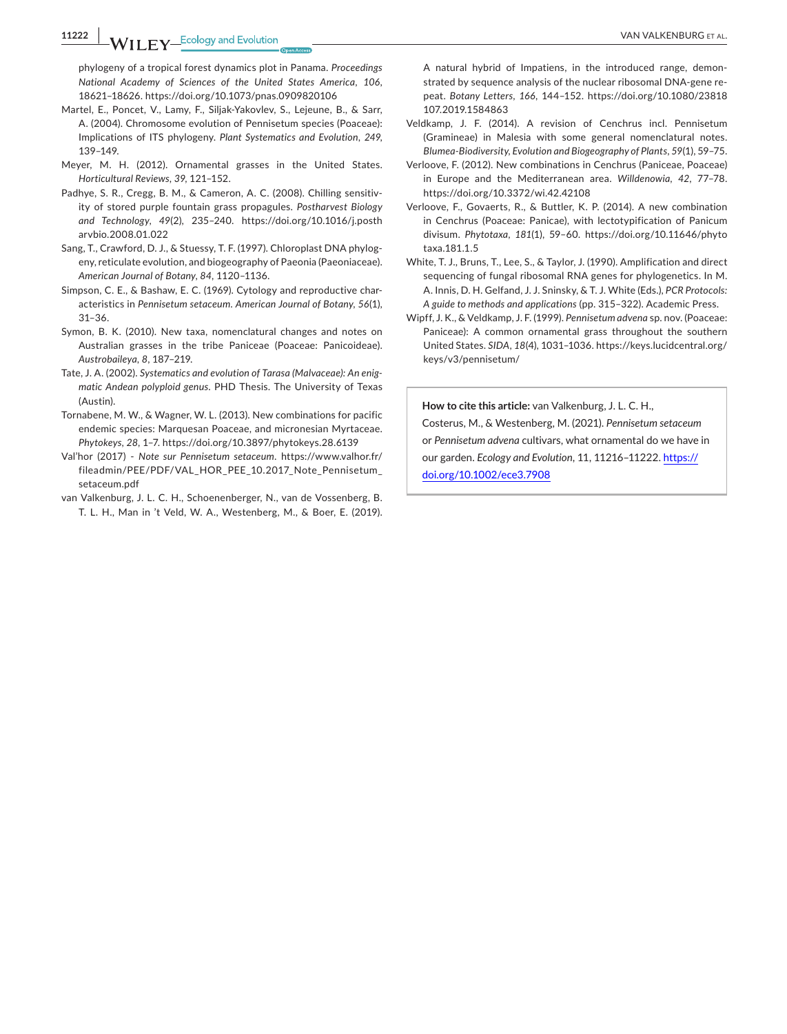phylogeny of a tropical forest dynamics plot in Panama. *Proceedings National Academy of Sciences of the United States America*, *106*, 18621–18626. https://doi.org/10.1073/pnas.0909820106

Martel, E., Poncet, V., Lamy, F., Siljak-Yakovlev, S., Lejeune, B., & Sarr, A. (2004). Chromosome evolution of Pennisetum species (Poaceae): Implications of ITS phylogeny. *Plant Systematics and Evolution*, *249*, 139–149.

Meyer, M. H. (2012). Ornamental grasses in the United States. *Horticultural Reviews*, *39*, 121–152.

Padhye, S. R., Cregg, B. M., & Cameron, A. C. (2008). Chilling sensitivity of stored purple fountain grass propagules. *Postharvest Biology and Technology*, *49*(2), 235–240. https://doi.org/10.1016/j.postharvbio.2008.01.022

Sang, T., Crawford, D. J., & Stuessy, T. F. (1997). Chloroplast DNA phylogeny, reticulate evolution, and biogeography of Paeonia (Paeoniaceae). *American Journal of Botany*, *84*, 1120–1136.

Simpson, C. E., & Bashaw, E. C. (1969). Cytology and reproductive characteristics in *Pennisetum setaceum*. *American Journal of Botany*, *56*(1), 31–36.

Symon, B. K. (2010). New taxa, nomenclatural changes and notes on Australian grasses in the tribe Paniceae (Poaceae: Panicoideae). *Austrobaileya*, *8*, 187–219.

Tate, J. A. (2002). *Systematics and evolution of Tarasa (Malvaceae): An enigmatic Andean polyploid genus*. PHD Thesis. The University of Texas (Austin).

Tornabene, M. W., & Wagner, W. L. (2013). New combinations for pacific endemic species: Marquesan Poaceae, and micronesian Myrtaceae. *Phytokeys*, *28*, 1–7. https://doi.org/10.3897/phytokeys.28.6139

Val'hor (2017) - *Note sur Pennisetum setaceum*. https://www.valhor.fr/fileadmin/PEE/PDF/VAL_HOR_PEE_10.2017_Note_Pennisetum_setaceum.pdf

van Valkenburg, J. L. C. H., Schoenenberger, N., van de Vossenberg, B. T. L. H., Man in 't Veld, W. A., Westenberg, M., & Boer, E. (2019). A natural hybrid of Impatiens, in the introduced range, demonstrated by sequence analysis of the nuclear ribosomal DNA-gene repeat. *Botany Letters*, *166*, 144–152. https://doi.org/10.1080/23818107.2019.1584863

Veldkamp, J. F. (2014). A revision of Cenchrus incl. Pennisetum (Gramineae) in Malesia with some general nomenclatural notes. *Blumea-Biodiversity, Evolution and Biogeography of Plants*, *59*(1), 59–75.

Verloove, F. (2012). New combinations in Cenchrus (Paniceae, Poaceae) in Europe and the Mediterranean area. *Willdenowia*, *42*, 77–78. https://doi.org/10.3372/wi.42.42108

Verloove, F., Govaerts, R., & Buttler, K. P. (2014). A new combination in Cenchrus (Poaceae: Panicae), with lectotypification of Panicum divisum. *Phytotaxa*, *181*(1), 59–60. https://doi.org/10.11646/phytotaxa.181.1.5

White, T. J., Bruns, T., Lee, S., & Taylor, J. (1990). Amplification and direct sequencing of fungal ribosomal RNA genes for phylogenetics. In M. A. Innis, D. H. Gelfand, J. J. Sninsky, & T. J. White (Eds.), *PCR Protocols: A guide to methods and applications* (pp. 315–322). Academic Press.

Wipff, J. K., & Veldkamp, J. F. (1999). *Pennisetum advena* sp. nov. (Poaceae: Paniceae): A common ornamental grass throughout the southern United States. *SIDA*, *18*(4), 1031–1036. https://keys.lucidcentral.org/keys/v3/pennisetum/

**How to cite this article:** van Valkenburg, J. L. C. H., Costerus, M., & Westenberg, M. (2021). *Pennisetum setaceum* or *Pennisetum advena* cultivars, what ornamental do we have in our garden. *Ecology and Evolution*, 11, 11216–11222. https://doi.org/10.1002/ece3.7908